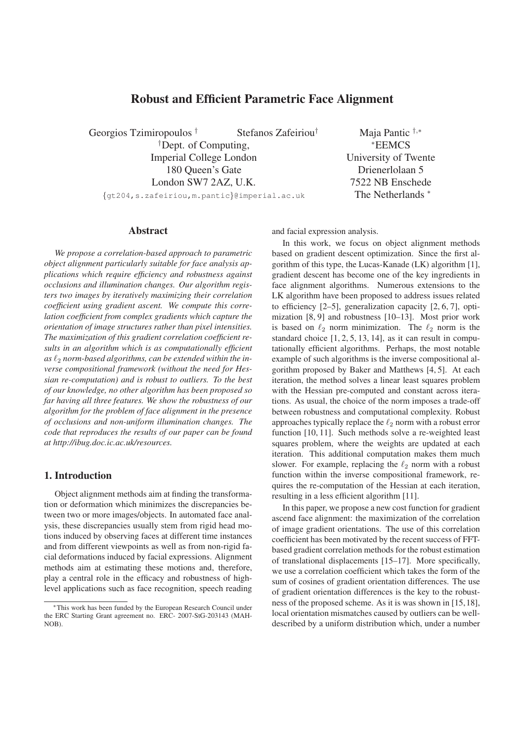# Robust and Efficient Parametric Face Alignment

Georgios Tzimiropoulos [†] Stefanos Zafeiriou[†] Maja Pantic [†,*]

[†]Dept. of Computing, Imperial College London, 180 Queen's Gate, London SW7 2AZ, U.K.

{gt204,s.zafeiriou,m.pantic}@imperial.ac.uk

[*]EEMCS, University of Twente, Drienerlolaan 5, 7522 NB Enschede, The Netherlands [*]

## Abstract

*We propose a correlation-based approach to parametric object alignment particularly suitable for face analysis applications which require efficiency and robustness against occlusions and illumination changes. Our algorithm registers two images by iteratively maximizing their correlation coefficient using gradient ascent. We compute this correlation coefficient from complex gradients which capture the orientation of image structures rather than pixel intensities. The maximization of this gradient correlation coefficient results in an algorithm which is as computationally efficient as $\ell_2$ norm-based algorithms, can be extended within the inverse compositional framework (without the need for Hessian re-computation) and is robust to outliers. To the best of our knowledge, no other algorithm has been proposed so far having all three features. We show the robustness of our algorithm for the problem of face alignment in the presence of occlusions and non-uniform illumination changes. The code that reproduces the results of our paper can be found at http://ibug.doc.ic.ac.uk/resources.*

## 1. Introduction

Object alignment methods aim at finding the transformation or deformation which minimizes the discrepancies between two or more images/objects. In automated face analysis, these discrepancies usually stem from rigid head motions induced by observing faces at different time instances and from different viewpoints as well as from non-rigid facial deformations induced by facial expressions. Alignment methods aim at estimating these motions and, therefore, play a central role in the efficacy and robustness of high-level applications such as face recognition, speech reading and facial expression analysis.

In this work, we focus on object alignment methods based on gradient descent optimization. Since the first algorithm of this type, the Lucas-Kanade (LK) algorithm [1], gradient descent has become one of the key ingredients in face alignment algorithms. Numerous extensions to the LK algorithm have been proposed to address issues related to efficiency [2–5], generalization capacity [2, 6, 7], optimization [8, 9] and robustness [10–13]. Most prior work is based on $\ell_2$ norm minimization. The $\ell_2$ norm is the standard choice [1, 2, 5, 13, 14], as it can result in computationally efficient algorithms. Perhaps, the most notable example of such algorithms is the inverse compositional algorithm proposed by Baker and Matthews [4, 5]. At each iteration, the method solves a linear least squares problem with the Hessian pre-computed and constant across iterations. As usual, the choice of the norm imposes a trade-off between robustness and computational complexity. Robust approaches typically replace the $\ell_2$ norm with a robust error function [10, 11]. Such methods solve a re-weighted least squares problem, where the weights are updated at each iteration. This additional computation makes them much slower. For example, replacing the $\ell_2$ norm with a robust function within the inverse compositional framework, requires the re-computation of the Hessian at each iteration, resulting in a less efficient algorithm [11].

In this paper, we propose a new cost function for gradient ascend face alignment: the maximization of the correlation of image gradient orientations. The use of this correlation coefficient has been motivated by the recent success of FFT-based gradient correlation methods for the robust estimation of translational displacements [15–17]. More specifically, we use a correlation coefficient which takes the form of the sum of cosines of gradient orientation differences. The use of gradient orientation differences is the key to the robustness of the proposed scheme. As it is was shown in [15, 18], local orientation mismatches caused by outliers can be well-described by a uniform distribution which, under a number

[*]This work has been funded by the European Research Council under the ERC Starting Grant agreement no. ERC- 2007-StG-203143 (MAHNOB).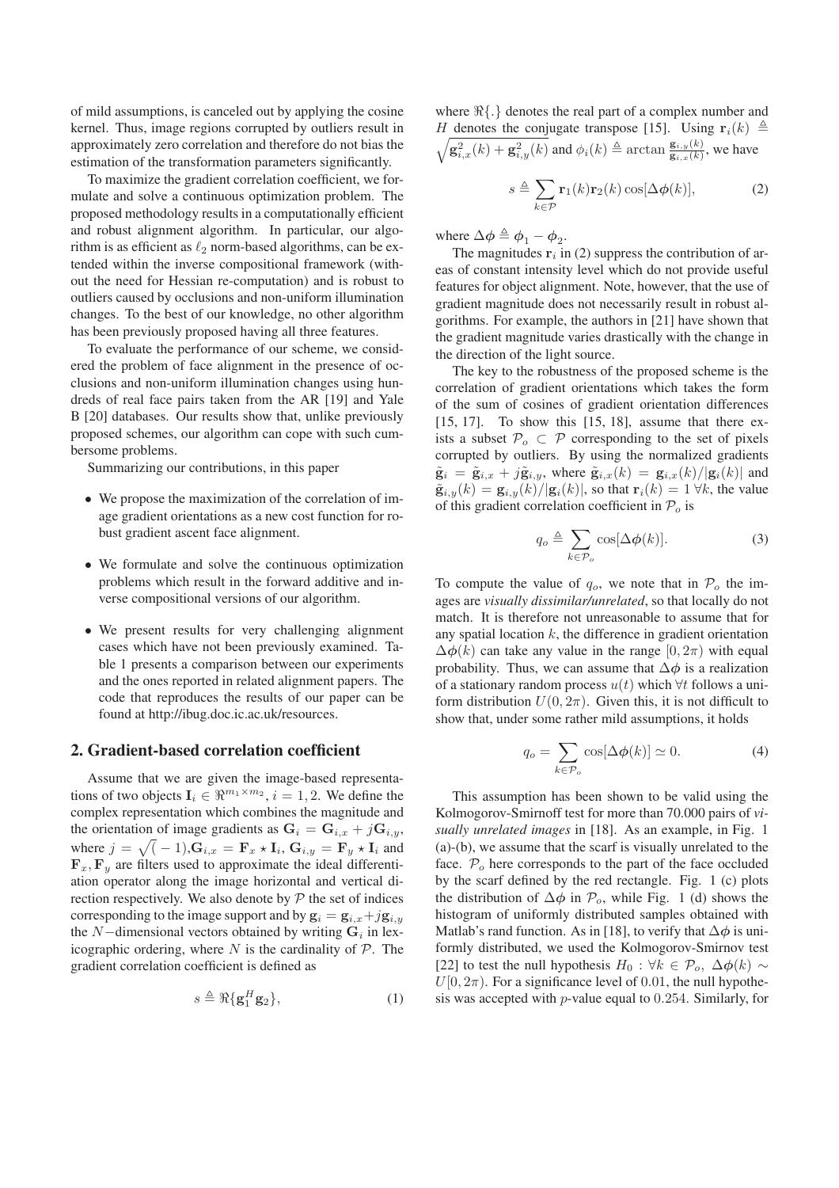of mild assumptions, is canceled out by applying the cosine kernel. Thus, image regions corrupted by outliers result in approximately zero correlation and therefore do not bias the estimation of the transformation parameters significantly.

To maximize the gradient correlation coefficient, we formulate and solve a continuous optimization problem. The proposed methodology results in a computationally efficient and robust alignment algorithm. In particular, our algorithm is as efficient as $\ell_2$ norm-based algorithms, can be extended within the inverse compositional framework (without the need for Hessian re-computation) and is robust to outliers caused by occlusions and non-uniform illumination changes. To the best of our knowledge, no other algorithm has been previously proposed having all three features.

To evaluate the performance of our scheme, we considered the problem of face alignment in the presence of occlusions and non-uniform illumination changes using hundreds of real face pairs taken from the AR [19] and Yale B [20] databases. Our results show that, unlike previously proposed schemes, our algorithm can cope with such cumbersome problems.

Summarizing our contributions, in this paper

- We propose the maximization of the correlation of image gradient orientations as a new cost function for robust gradient ascent face alignment.
- We formulate and solve the continuous optimization problems which result in the forward additive and inverse compositional versions of our algorithm.
- We present results for very challenging alignment cases which have not been previously examined. Table 1 presents a comparison between our experiments and the ones reported in related alignment papers. The code that reproduces the results of our paper can be found at http://ibug.doc.ic.ac.uk/resources.

## 2. Gradient-based correlation coefficient

Assume that we are given the image-based representations of two objects $\mathbf{I}_i \in \Re^{m_1 \times m_2}$, $i = 1, 2$. We define the complex representation which combines the magnitude and the orientation of image gradients as $\mathbf{G}_i = \mathbf{G}_{i,x} + j\mathbf{G}_{i,y}$, where $j = \sqrt{(-1)}$, $\mathbf{G}_{i,x} = \mathbf{F}_x \star \mathbf{I}_i$, $\mathbf{G}_{i,y} = \mathbf{F}_y \star \mathbf{I}_i$ and $\mathbf{F}_x, \mathbf{F}_y$ are filters used to approximate the ideal differentiation operator along the image horizontal and vertical direction respectively. We also denote by $\mathcal{P}$ the set of indices corresponding to the image support and by $\mathbf{g}_i = \mathbf{g}_{i,x} + j\mathbf{g}_{i,y}$ the $N-$dimensional vectors obtained by writing $\mathbf{G}_i$ in lexicographic ordering, where $N$ is the cardinality of $\mathcal{P}$. The gradient correlation coefficient is defined as

$$s \triangleq \Re\{\mathbf{g}_1^H \mathbf{g}_2\}, \tag{1}$$

where $\Re\{.\}$ denotes the real part of a complex number and $H$ denotes the conjugate transpose [15]. Using $\mathbf{r}_i(k) \triangleq \sqrt{\mathbf{g}_{i,x}^2(k) + \mathbf{g}_{i,y}^2(k)}$ and $\phi_i(k) \triangleq \arctan \frac{\mathbf{g}_{i,y}(k)}{\mathbf{g}_{i,x}(k)}$, we have

$$s \triangleq \sum_{k \in \mathcal{P}} \mathbf{r}_1(k)\mathbf{r}_2(k)\cos[\Delta\boldsymbol{\phi}(k)], \tag{2}$$

where $\Delta\boldsymbol{\phi} \triangleq \boldsymbol{\phi}_1 - \boldsymbol{\phi}_2$.

The magnitudes $\mathbf{r}_i$ in (2) suppress the contribution of areas of constant intensity level which do not provide useful features for object alignment. Note, however, that the use of gradient magnitude does not necessarily result in robust algorithms. For example, the authors in [21] have shown that the gradient magnitude varies drastically with the change in the direction of the light source.

The key to the robustness of the proposed scheme is the correlation of gradient orientations which takes the form of the sum of cosines of gradient orientation differences [15, 17]. To show this [15, 18], assume that there exists a subset $\mathcal{P}_o \subset \mathcal{P}$ corresponding to the set of pixels corrupted by outliers. By using the normalized gradients $\tilde{\mathbf{g}}_i = \tilde{\mathbf{g}}_{i,x} + j\tilde{\mathbf{g}}_{i,y}$, where $\tilde{\mathbf{g}}_{i,x}(k) = \mathbf{g}_{i,x}(k)/|\mathbf{g}_i(k)|$ and $\tilde{\mathbf{g}}_{i,y}(k) = \mathbf{g}_{i,y}(k)/|\mathbf{g}_i(k)|$, so that $\mathbf{r}_i(k) = 1 \; \forall k$, the value of this gradient correlation coefficient in $\mathcal{P}_o$ is

$$q_o \triangleq \sum_{k \in \mathcal{P}_o} \cos[\Delta\boldsymbol{\phi}(k)]. \tag{3}$$

To compute the value of $q_o$, we note that in $\mathcal{P}_o$ the images are *visually dissimilar/unrelated*, so that locally do not match. It is therefore not unreasonable to assume that for any spatial location $k$, the difference in gradient orientation $\Delta\boldsymbol{\phi}(k)$ can take any value in the range $[0, 2\pi)$ with equal probability. Thus, we can assume that $\Delta\boldsymbol{\phi}$ is a realization of a stationary random process $u(t)$ which $\forall t$ follows a uniform distribution $U(0, 2\pi)$. Given this, it is not difficult to show that, under some rather mild assumptions, it holds

$$q_o = \sum_{k \in \mathcal{P}_o} \cos[\Delta\boldsymbol{\phi}(k)] \simeq 0. \tag{4}$$

This assumption has been shown to be valid using the Kolmogorov-Smirnoff test for more than 70.000 pairs of *visually unrelated images* in [18]. As an example, in Fig. 1 (a)-(b), we assume that the scarf is visually unrelated to the face. $\mathcal{P}_o$ here corresponds to the part of the face occluded by the scarf defined by the red rectangle. Fig. 1 (c) plots the distribution of $\Delta\boldsymbol{\phi}$ in $\mathcal{P}_o$, while Fig. 1 (d) shows the histogram of uniformly distributed samples obtained with Matlab's rand function. As in [18], to verify that $\Delta\boldsymbol{\phi}$ is uniformly distributed, we used the Kolmogorov-Smirnov test [22] to test the null hypothesis $H_0 : \forall k \in \mathcal{P}_o, \; \Delta\boldsymbol{\phi}(k) \sim U[0, 2\pi)$. For a significance level of $0.01$, the null hypothesis was accepted with $p$-value equal to $0.254$. Similarly, for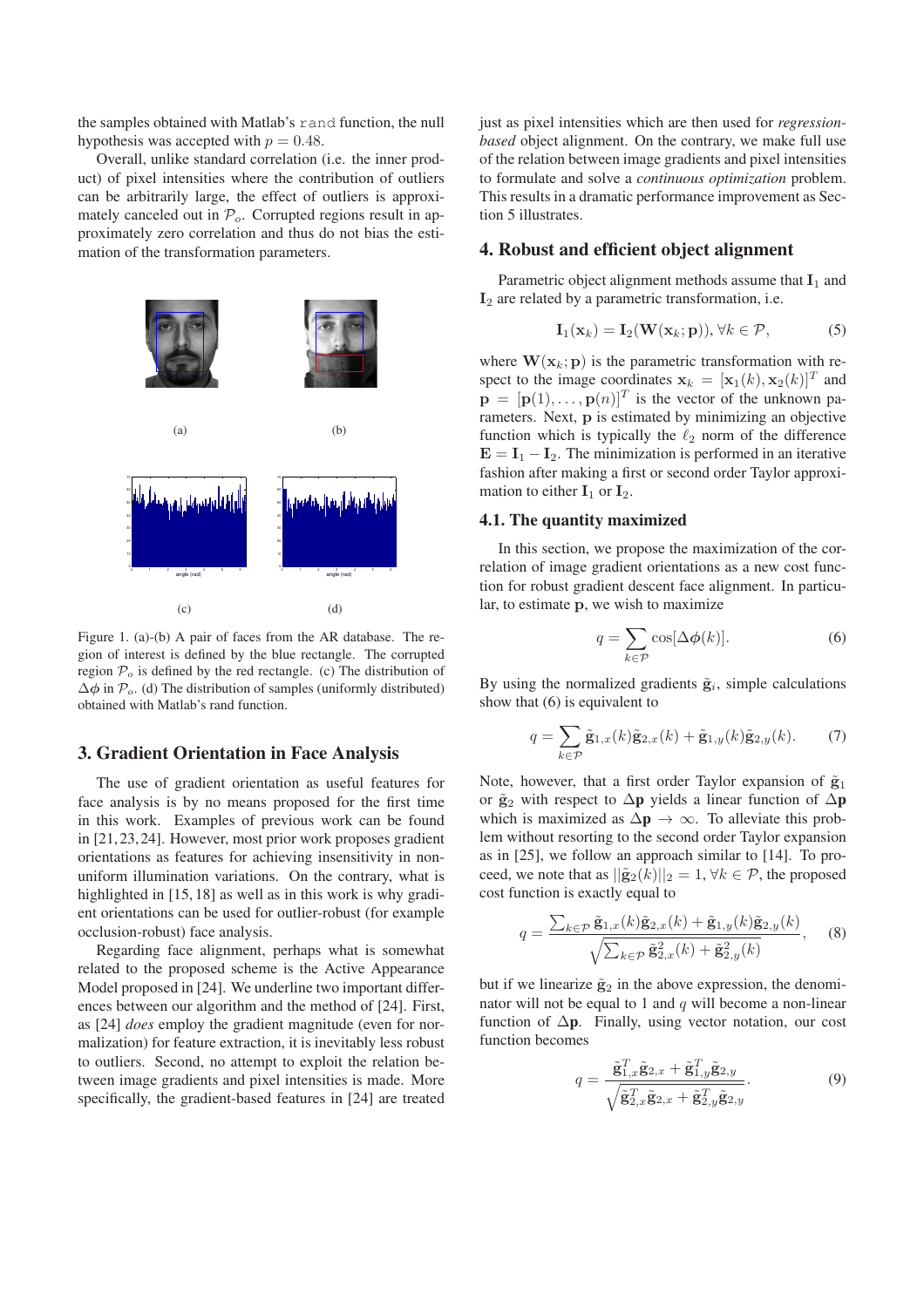the samples obtained with Matlab's `rand` function, the null hypothesis was accepted with $p = 0.48$.

Overall, unlike standard correlation (i.e. the inner product) of pixel intensities where the contribution of outliers can be arbitrarily large, the effect of outliers is approximately canceled out in $\mathcal{P}_o$. Corrupted regions result in approximately zero correlation and thus do not bias the estimation of the transformation parameters.

Figure 1. (a)-(b) A pair of faces from the AR database. The region of interest is defined by the blue rectangle. The corrupted region $\mathcal{P}_o$ is defined by the red rectangle. (c) The distribution of $\Delta\phi$ in $\mathcal{P}_o$. (d) The distribution of samples (uniformly distributed) obtained with Matlab's rand function.

## 3. Gradient Orientation in Face Analysis

The use of gradient orientation as useful features for face analysis is by no means proposed for the first time in this work. Examples of previous work can be found in [21, 23, 24]. However, most prior work proposes gradient orientations as features for achieving insensitivity in non-uniform illumination variations. On the contrary, what is highlighted in [15, 18] as well as in this work is why gradient orientations can be used for outlier-robust (for example occlusion-robust) face analysis.

Regarding face alignment, perhaps what is somewhat related to the proposed scheme is the Active Appearance Model proposed in [24]. We underline two important differences between our algorithm and the method of [24]. First, as [24] *does* employ the gradient magnitude (even for normalization) for feature extraction, it is inevitably less robust to outliers. Second, no attempt to exploit the relation between image gradients and pixel intensities is made. More specifically, the gradient-based features in [24] are treated just as pixel intensities which are then used for *regression-based* object alignment. On the contrary, we make full use of the relation between image gradients and pixel intensities to formulate and solve a *continuous optimization* problem. This results in a dramatic performance improvement as Section 5 illustrates.

## 4. Robust and efficient object alignment

Parametric object alignment methods assume that $\mathbf{I}_1$ and $\mathbf{I}_2$ are related by a parametric transformation, i.e.

$$\mathbf{I}_1(\mathbf{x}_k) = \mathbf{I}_2(\mathbf{W}(\mathbf{x}_k;\mathbf{p})), \forall k \in \mathcal{P}, \tag{5}$$

where $\mathbf{W}(\mathbf{x}_k;\mathbf{p})$ is the parametric transformation with respect to the image coordinates $\mathbf{x}_k = [\mathbf{x}_1(k), \mathbf{x}_2(k)]^T$ and $\mathbf{p} = [\mathbf{p}(1), \ldots, \mathbf{p}(n)]^T$ is the vector of the unknown parameters. Next, $\mathbf{p}$ is estimated by minimizing an objective function which is typically the $\ell_2$ norm of the difference $\mathbf{E} = \mathbf{I}_1 - \mathbf{I}_2$. The minimization is performed in an iterative fashion after making a first or second order Taylor approximation to either $\mathbf{I}_1$ or $\mathbf{I}_2$.

### 4.1. The quantity maximized

In this section, we propose the maximization of the correlation of image gradient orientations as a new cost function for robust gradient descent face alignment. In particular, to estimate $\mathbf{p}$, we wish to maximize

$$q = \sum_{k \in \mathcal{P}} \cos[\Delta\phi(k)]. \tag{6}$$

By using the normalized gradients $\tilde{\mathbf{g}}_i$, simple calculations show that (6) is equivalent to

$$q = \sum_{k \in \mathcal{P}} \tilde{\mathbf{g}}_{1,x}(k)\tilde{\mathbf{g}}_{2,x}(k) + \tilde{\mathbf{g}}_{1,y}(k)\tilde{\mathbf{g}}_{2,y}(k). \tag{7}$$

Note, however, that a first order Taylor expansion of $\tilde{\mathbf{g}}_1$ or $\tilde{\mathbf{g}}_2$ with respect to $\Delta\mathbf{p}$ yields a linear function of $\Delta\mathbf{p}$ which is maximized as $\Delta\mathbf{p} \to \infty$. To alleviate this problem without resorting to the second order Taylor expansion as in [25], we follow an approach similar to [14]. To proceed, we note that as $||\tilde{\mathbf{g}}_2(k)||_2 = 1, \forall k \in \mathcal{P}$, the proposed cost function is exactly equal to

$$q = \frac{\sum_{k \in \mathcal{P}} \tilde{\mathbf{g}}_{1,x}(k)\tilde{\mathbf{g}}_{2,x}(k) + \tilde{\mathbf{g}}_{1,y}(k)\tilde{\mathbf{g}}_{2,y}(k)}{\sqrt{\sum_{k \in \mathcal{P}} \tilde{\mathbf{g}}_{2,x}^2(k) + \tilde{\mathbf{g}}_{2,y}^2(k)}}, \tag{8}$$

but if we linearize $\tilde{\mathbf{g}}_2$ in the above expression, the denominator will not be equal to 1 and $q$ will become a non-linear function of $\Delta\mathbf{p}$. Finally, using vector notation, our cost function becomes

$$q = \frac{\tilde{\mathbf{g}}_{1,x}^T\tilde{\mathbf{g}}_{2,x} + \tilde{\mathbf{g}}_{1,y}^T\tilde{\mathbf{g}}_{2,y}}{\sqrt{\tilde{\mathbf{g}}_{2,x}^T\tilde{\mathbf{g}}_{2,x} + \tilde{\mathbf{g}}_{2,y}^T\tilde{\mathbf{g}}_{2,y}}}. \tag{9}$$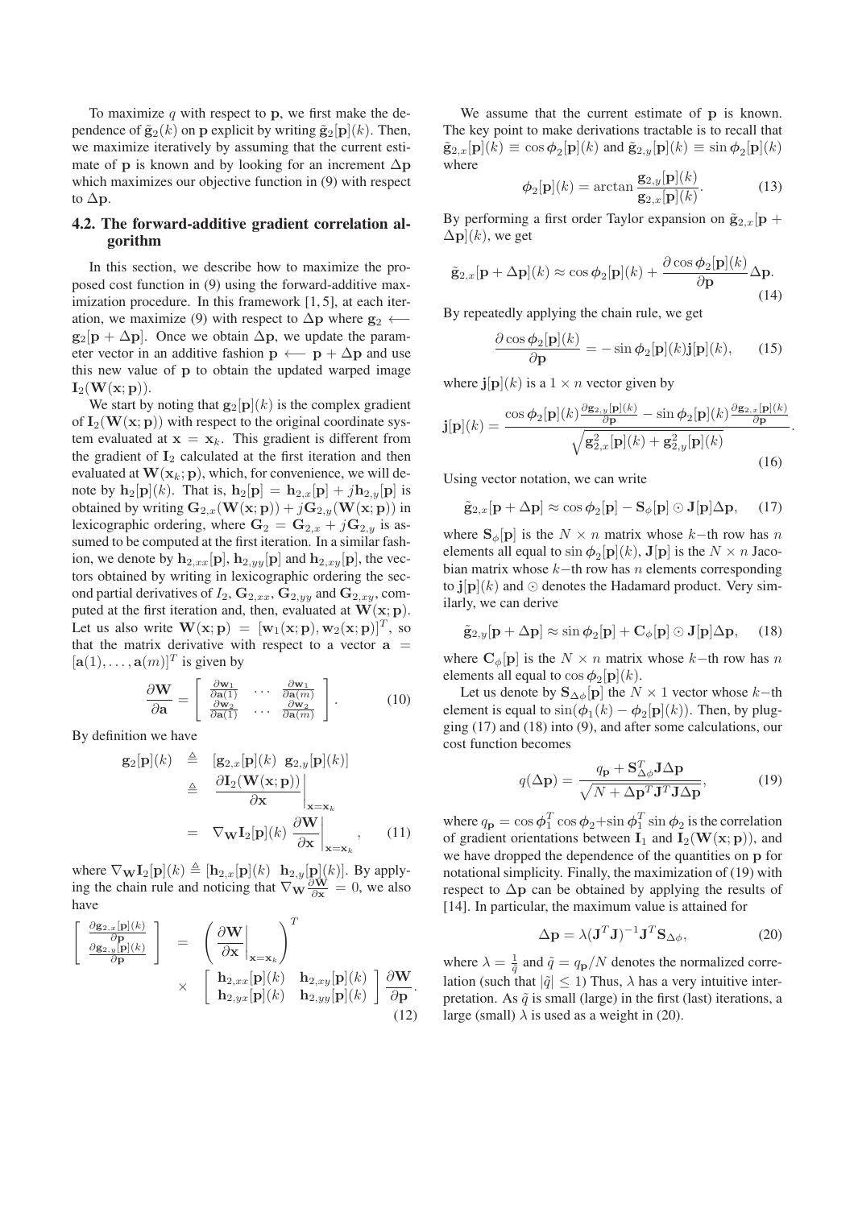To maximize $q$ with respect to $\mathbf{p}$, we first make the dependence of $\tilde{\mathbf{g}}_2(k)$ on $\mathbf{p}$ explicit by writing $\tilde{\mathbf{g}}_2[\mathbf{p}](k)$. Then, we maximize iteratively by assuming that the current estimate of $\mathbf{p}$ is known and by looking for an increment $\Delta\mathbf{p}$ which maximizes our objective function in (9) with respect to $\Delta\mathbf{p}$.

## 4.2. The forward-additive gradient correlation algorithm

In this section, we describe how to maximize the proposed cost function in (9) using the forward-additive maximization procedure. In this framework [1, 5], at each iteration, we maximize (9) with respect to $\Delta\mathbf{p}$ where $\mathbf{g}_2 \longleftarrow \mathbf{g}_2[\mathbf{p} + \Delta\mathbf{p}]$. Once we obtain $\Delta\mathbf{p}$, we update the parameter vector in an additive fashion $\mathbf{p} \longleftarrow \mathbf{p} + \Delta\mathbf{p}$ and use this new value of $\mathbf{p}$ to obtain the updated warped image $\mathbf{I}_2(\mathbf{W}(\mathbf{x};\mathbf{p}))$.

We start by noting that $\mathbf{g}_2[\mathbf{p}](k)$ is the complex gradient of $\mathbf{I}_2(\mathbf{W}(\mathbf{x};\mathbf{p}))$ with respect to the original coordinate system evaluated at $\mathbf{x} = \mathbf{x}_k$. This gradient is different from the gradient of $\mathbf{I}_2$ calculated at the first iteration and then evaluated at $\mathbf{W}(\mathbf{x}_k;\mathbf{p})$, which, for convenience, we will denote by $\mathbf{h}_2[\mathbf{p}](k)$. That is, $\mathbf{h}_2[\mathbf{p}] = \mathbf{h}_{2,x}[\mathbf{p}] + j\mathbf{h}_{2,y}[\mathbf{p}]$ is obtained by writing $\mathbf{G}_{2,x}(\mathbf{W}(\mathbf{x};\mathbf{p})) + j\mathbf{G}_{2,y}(\mathbf{W}(\mathbf{x};\mathbf{p}))$ in lexicographic ordering, where $\mathbf{G}_2 = \mathbf{G}_{2,x} + j\mathbf{G}_{2,y}$ is assumed to be computed at the first iteration. In a similar fashion, we denote by $\mathbf{h}_{2,xx}[\mathbf{p}]$, $\mathbf{h}_{2,yy}[\mathbf{p}]$ and $\mathbf{h}_{2,xy}[\mathbf{p}]$, the vectors obtained by writing in lexicographic ordering the second partial derivatives of $I_2$, $\mathbf{G}_{2,xx}$, $\mathbf{G}_{2,yy}$ and $\mathbf{G}_{2,xy}$, computed at the first iteration and, then, evaluated at $\mathbf{W}(\mathbf{x};\mathbf{p})$. Let us also write $\mathbf{W}(\mathbf{x};\mathbf{p}) = [\mathbf{w}_1(\mathbf{x};\mathbf{p}), \mathbf{w}_2(\mathbf{x};\mathbf{p})]^T$, so that the matrix derivative with respect to a vector $\mathbf{a} = [\mathbf{a}(1), \ldots, \mathbf{a}(m)]^T$ is given by

$$\frac{\partial \mathbf{W}}{\partial \mathbf{a}} = \begin{bmatrix} \frac{\partial \mathbf{w}_1}{\partial \mathbf{a}(1)} & \cdots & \frac{\partial \mathbf{w}_1}{\partial \mathbf{a}(m)} \\ \frac{\partial \mathbf{w}_2}{\partial \mathbf{a}(1)} & \cdots & \frac{\partial \mathbf{w}_2}{\partial \mathbf{a}(m)} \end{bmatrix}. \tag{10}$$

By definition we have

$$\begin{aligned} \mathbf{g}_2[\mathbf{p}](k) &\triangleq [\mathbf{g}_{2,x}[\mathbf{p}](k) \;\; \mathbf{g}_{2,y}[\mathbf{p}](k)] \\ &\triangleq \left.\frac{\partial \mathbf{I}_2(\mathbf{W}(\mathbf{x};\mathbf{p}))}{\partial \mathbf{x}}\right|_{\mathbf{x}=\mathbf{x}_k} \\ &= \nabla_{\mathbf{W}} \mathbf{I}_2[\mathbf{p}](k) \left.\frac{\partial \mathbf{W}}{\partial \mathbf{x}}\right|_{\mathbf{x}=\mathbf{x}_k}, \end{aligned} \tag{11}$$

where $\nabla_{\mathbf{W}} \mathbf{I}_2[\mathbf{p}](k) \triangleq [\mathbf{h}_{2,x}[\mathbf{p}](k) \;\; \mathbf{h}_{2,y}[\mathbf{p}](k)]$. By applying the chain rule and noticing that $\nabla_{\mathbf{W}} \frac{\partial \mathbf{W}}{\partial \mathbf{x}} = 0$, we also have

$$\begin{bmatrix} \frac{\partial \mathbf{g}_{2,x}[\mathbf{p}](k)}{\partial \mathbf{p}} \\ \frac{\partial \mathbf{g}_{2,y}[\mathbf{p}](k)}{\partial \mathbf{p}} \end{bmatrix} = \left( \left.\frac{\partial \mathbf{W}}{\partial \mathbf{x}}\right|_{\mathbf{x}=\mathbf{x}_k} \right)^T \times \begin{bmatrix} \mathbf{h}_{2,xx}[\mathbf{p}](k) & \mathbf{h}_{2,xy}[\mathbf{p}](k) \\ \mathbf{h}_{2,yx}[\mathbf{p}](k) & \mathbf{h}_{2,yy}[\mathbf{p}](k) \end{bmatrix} \frac{\partial \mathbf{W}}{\partial \mathbf{p}}. \tag{12}$$

We assume that the current estimate of $\mathbf{p}$ is known. The key point to make derivations tractable is to recall that $\tilde{\mathbf{g}}_{2,x}[\mathbf{p}](k) \equiv \cos \boldsymbol{\phi}_2[\mathbf{p}](k)$ and $\tilde{\mathbf{g}}_{2,y}[\mathbf{p}](k) \equiv \sin \boldsymbol{\phi}_2[\mathbf{p}](k)$ where

$$\boldsymbol{\phi}_2[\mathbf{p}](k) = \arctan \frac{\mathbf{g}_{2,y}[\mathbf{p}](k)}{\mathbf{g}_{2,x}[\mathbf{p}](k)}. \tag{13}$$

By performing a first order Taylor expansion on $\tilde{\mathbf{g}}_{2,x}[\mathbf{p} + \Delta\mathbf{p}](k)$, we get

$$\tilde{\mathbf{g}}_{2,x}[\mathbf{p} + \Delta\mathbf{p}](k) \approx \cos \boldsymbol{\phi}_2[\mathbf{p}](k) + \frac{\partial \cos \boldsymbol{\phi}_2[\mathbf{p}](k)}{\partial \mathbf{p}} \Delta\mathbf{p}. \tag{14}$$

By repeatedly applying the chain rule, we get

$$\frac{\partial \cos \boldsymbol{\phi}_2[\mathbf{p}](k)}{\partial \mathbf{p}} = -\sin \boldsymbol{\phi}_2[\mathbf{p}](k) \mathbf{j}[\mathbf{p}](k), \tag{15}$$

where $\mathbf{j}[\mathbf{p}](k)$ is a $1 \times n$ vector given by

$$\mathbf{j}[\mathbf{p}](k) = \frac{\cos \boldsymbol{\phi}_2[\mathbf{p}](k) \frac{\partial \mathbf{g}_{2,y}[\mathbf{p}](k)}{\partial \mathbf{p}} - \sin \boldsymbol{\phi}_2[\mathbf{p}](k) \frac{\partial \mathbf{g}_{2,x}[\mathbf{p}](k)}{\partial \mathbf{p}}}{\sqrt{\mathbf{g}_{2,x}^2[\mathbf{p}](k) + \mathbf{g}_{2,y}^2[\mathbf{p}](k)}}. \tag{16}$$

Using vector notation, we can write

$$\tilde{\mathbf{g}}_{2,x}[\mathbf{p} + \Delta\mathbf{p}] \approx \cos \boldsymbol{\phi}_2[\mathbf{p}] - \mathbf{S}_\phi[\mathbf{p}] \odot \mathbf{J}[\mathbf{p}]\Delta\mathbf{p}, \tag{17}$$

where $\mathbf{S}_\phi[\mathbf{p}]$ is the $N \times n$ matrix whose $k-$th row has $n$ elements all equal to $\sin \boldsymbol{\phi}_2[\mathbf{p}](k)$, $\mathbf{J}[\mathbf{p}]$ is the $N \times n$ Jacobian matrix whose $k-$th row has $n$ elements corresponding to $\mathbf{j}[\mathbf{p}](k)$ and $\odot$ denotes the Hadamard product. Very similarly, we can derive

$$\tilde{\mathbf{g}}_{2,y}[\mathbf{p} + \Delta\mathbf{p}] \approx \sin \boldsymbol{\phi}_2[\mathbf{p}] + \mathbf{C}_\phi[\mathbf{p}] \odot \mathbf{J}[\mathbf{p}]\Delta\mathbf{p}, \tag{18}$$

where $\mathbf{C}_\phi[\mathbf{p}]$ is the $N \times n$ matrix whose $k-$th row has $n$ elements all equal to $\cos \boldsymbol{\phi}_2[\mathbf{p}](k)$.

Let us denote by $\mathbf{S}_{\Delta\phi}[\mathbf{p}]$ the $N \times 1$ vector whose $k-$th element is equal to $\sin(\boldsymbol{\phi}_1(k) - \boldsymbol{\phi}_2[\mathbf{p}](k))$. Then, by plugging (17) and (18) into (9), and after some calculations, our cost function becomes

$$q(\Delta\mathbf{p}) = \frac{q_\mathbf{p} + \mathbf{S}_{\Delta\phi}^T \mathbf{J} \Delta\mathbf{p}}{\sqrt{N + \Delta\mathbf{p}^T \mathbf{J}^T \mathbf{J} \Delta\mathbf{p}}}, \tag{19}$$

where $q_\mathbf{p} = \cos \boldsymbol{\phi}_1^T \cos \boldsymbol{\phi}_2 + \sin \boldsymbol{\phi}_1^T \sin \boldsymbol{\phi}_2$ is the correlation of gradient orientations between $\mathbf{I}_1$ and $\mathbf{I}_2(\mathbf{W}(\mathbf{x};\mathbf{p}))$, and we have dropped the dependence of the quantities on $\mathbf{p}$ for notational simplicity. Finally, the maximization of (19) with respect to $\Delta\mathbf{p}$ can be obtained by applying the results of [14]. In particular, the maximum value is attained for

$$\Delta\mathbf{p} = \lambda (\mathbf{J}^T \mathbf{J})^{-1} \mathbf{J}^T \mathbf{S}_{\Delta\phi}, \tag{20}$$

where $\lambda = \frac{1}{\tilde{q}}$ and $\tilde{q} = q_\mathbf{p}/N$ denotes the normalized correlation (such that $|\tilde{q}| \leq 1$) Thus, $\lambda$ has a very intuitive interpretation. As $\tilde{q}$ is small (large) in the first (last) iterations, a large (small) $\lambda$ is used as a weight in (20).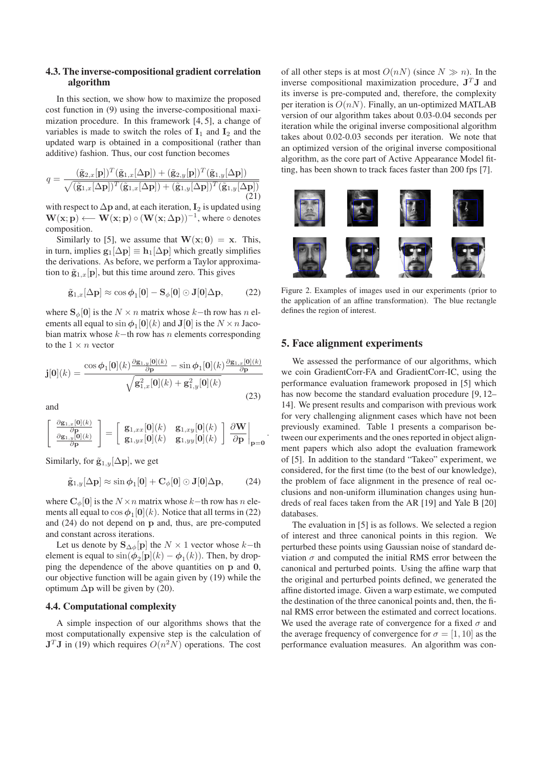### 4.3. The inverse-compositional gradient correlation algorithm

In this section, we show how to maximize the proposed cost function in (9) using the inverse-compositional maximization procedure. In this framework [4, 5], a change of variables is made to switch the roles of $\mathbf{I}_1$ and $\mathbf{I}_2$ and the updated warp is obtained in a compositional (rather than additive) fashion. Thus, our cost function becomes

$$q = \frac{(\tilde{\mathbf{g}}_{2,x}[\mathbf{p}])^T(\tilde{\mathbf{g}}_{1,x}[\Delta\mathbf{p}]) + (\tilde{\mathbf{g}}_{2,y}[\mathbf{p}])^T(\tilde{\mathbf{g}}_{1,y}[\Delta\mathbf{p}])}{\sqrt{(\tilde{\mathbf{g}}_{1,x}[\Delta\mathbf{p}])^T(\tilde{\mathbf{g}}_{1,x}[\Delta\mathbf{p}]) + (\tilde{\mathbf{g}}_{1,y}[\Delta\mathbf{p}])^T(\tilde{\mathbf{g}}_{1,y}[\Delta\mathbf{p}])}} \tag{21}$$

with respect to $\Delta\mathbf{p}$ and, at each iteration, $\mathbf{I}_2$ is updated using $\mathbf{W}(\mathbf{x};\mathbf{p}) \longleftarrow \mathbf{W}(\mathbf{x};\mathbf{p}) \circ (\mathbf{W}(\mathbf{x};\Delta\mathbf{p}))^{-1}$, where $\circ$ denotes composition.

Similarly to [5], we assume that $\mathbf{W}(\mathbf{x};\mathbf{0}) = \mathbf{x}$. This, in turn, implies $\mathbf{g}_1[\Delta\mathbf{p}] \equiv \mathbf{h}_1[\Delta\mathbf{p}]$ which greatly simplifies the derivations. As before, we perform a Taylor approximation to $\tilde{\mathbf{g}}_{1,x}[\mathbf{p}]$, but this time around zero. This gives

$$\tilde{\mathbf{g}}_{1,x}[\Delta\mathbf{p}] \approx \cos\boldsymbol{\phi}_1[\mathbf{0}] - \mathbf{S}_\phi[\mathbf{0}] \odot \mathbf{J}[\mathbf{0}]\Delta\mathbf{p}, \tag{22}$$

where $\mathbf{S}_\phi[\mathbf{0}]$ is the $N \times n$ matrix whose $k-$th row has $n$ elements all equal to $\sin\boldsymbol{\phi}_1[\mathbf{0}](k)$ and $\mathbf{J}[\mathbf{0}]$ is the $N \times n$ Jacobian matrix whose $k-$th row has $n$ elements corresponding to the $1 \times n$ vector

$$\mathbf{j}[\mathbf{0}](k) = \frac{\cos\boldsymbol{\phi}_1[\mathbf{0}](k)\frac{\partial \mathbf{g}_{1,y}[\mathbf{0}](k)}{\partial \mathbf{p}} - \sin\boldsymbol{\phi}_1[\mathbf{0}](k)\frac{\partial \mathbf{g}_{1,x}[\mathbf{0}](k)}{\partial \mathbf{p}}}{\sqrt{\mathbf{g}_{1,x}^2[\mathbf{0}](k) + \mathbf{g}_{1,y}^2[\mathbf{0}](k)}} \tag{23}$$

and

$$\left[\begin{array}{c} \frac{\partial \mathbf{g}_{1,x}[\mathbf{0}](k)}{\partial \mathbf{p}} \\ \frac{\partial \mathbf{g}_{1,y}[\mathbf{0}](k)}{\partial \mathbf{p}} \end{array}\right] = \left[\begin{array}{cc} \mathbf{g}_{1,xx}[\mathbf{0}](k) & \mathbf{g}_{1,xy}[\mathbf{0}](k) \\ \mathbf{g}_{1,yx}[\mathbf{0}](k) & \mathbf{g}_{1,yy}[\mathbf{0}](k) \end{array}\right] \left.\frac{\partial \mathbf{W}}{\partial \mathbf{p}}\right|_{\mathbf{p}=\mathbf{0}}.$$

Similarly, for $\tilde{\mathbf{g}}_{1,y}[\Delta\mathbf{p}]$, we get

$$\tilde{\mathbf{g}}_{1,y}[\Delta\mathbf{p}] \approx \sin\boldsymbol{\phi}_1[\mathbf{0}] + \mathbf{C}_\phi[\mathbf{0}] \odot \mathbf{J}[\mathbf{0}]\Delta\mathbf{p}, \tag{24}$$

where $\mathbf{C}_\phi[\mathbf{0}]$ is the $N \times n$ matrix whose $k-$th row has $n$ elements all equal to $\cos\boldsymbol{\phi}_1[\mathbf{0}](k)$. Notice that all terms in (22) and (24) do not depend on $\mathbf{p}$ and, thus, are pre-computed and constant across iterations.

Let us denote by $\mathbf{S}_{\Delta\phi}[\mathbf{p}]$ the $N \times 1$ vector whose $k-$th element is equal to $\sin(\boldsymbol{\phi}_2[\mathbf{p}](k) - \boldsymbol{\phi}_1(k))$. Then, by dropping the dependence of the above quantities on $\mathbf{p}$ and $\mathbf{0}$, our objective function will be again given by (19) while the optimum $\Delta\mathbf{p}$ will be given by (20).

### 4.4. Computational complexity

A simple inspection of our algorithms shows that the most computationally expensive step is the calculation of $\mathbf{J}^T\mathbf{J}$ in (19) which requires $O(n^2N)$ operations. The cost of all other steps is at most $O(nN)$ (since $N \gg n$). In the inverse compositional maximization procedure, $\mathbf{J}^T\mathbf{J}$ and its inverse is pre-computed and, therefore, the complexity per iteration is $O(nN)$. Finally, an un-optimized MATLAB version of our algorithm takes about 0.03-0.04 seconds per iteration while the original inverse compositional algorithm takes about 0.02-0.03 seconds per iteration. We note that an optimized version of the original inverse compositional algorithm, as the core part of Active Appearance Model fitting, has been shown to track faces faster than 200 fps [7].

Figure 2. Examples of images used in our experiments (prior to the application of an affine transformation). The blue rectangle defines the region of interest.

## 5. Face alignment experiments

We assessed the performance of our algorithms, which we coin GradientCorr-FA and GradientCorr-IC, using the performance evaluation framework proposed in [5] which has now become the standard evaluation procedure [9, 12–14]. We present results and comparison with previous work for very challenging alignment cases which have not been previously examined. Table 1 presents a comparison between our experiments and the ones reported in object alignment papers which also adopt the evaluation framework of [5]. In addition to the standard "Takeo" experiment, we considered, for the first time (to the best of our knowledge), the problem of face alignment in the presence of real occlusions and non-uniform illumination changes using hundreds of real faces taken from the AR [19] and Yale B [20] databases.

The evaluation in [5] is as follows. We selected a region of interest and three canonical points in this region. We perturbed these points using Gaussian noise of standard deviation $\sigma$ and computed the initial RMS error between the canonical and perturbed points. Using the affine warp that the original and perturbed points defined, we generated the affine distorted image. Given a warp estimate, we computed the destination of the three canonical points and, then, the final RMS error between the estimated and correct locations. We used the average rate of convergence for a fixed $\sigma$ and the average frequency of convergence for $\sigma = [1, 10]$ as the performance evaluation measures. An algorithm was con-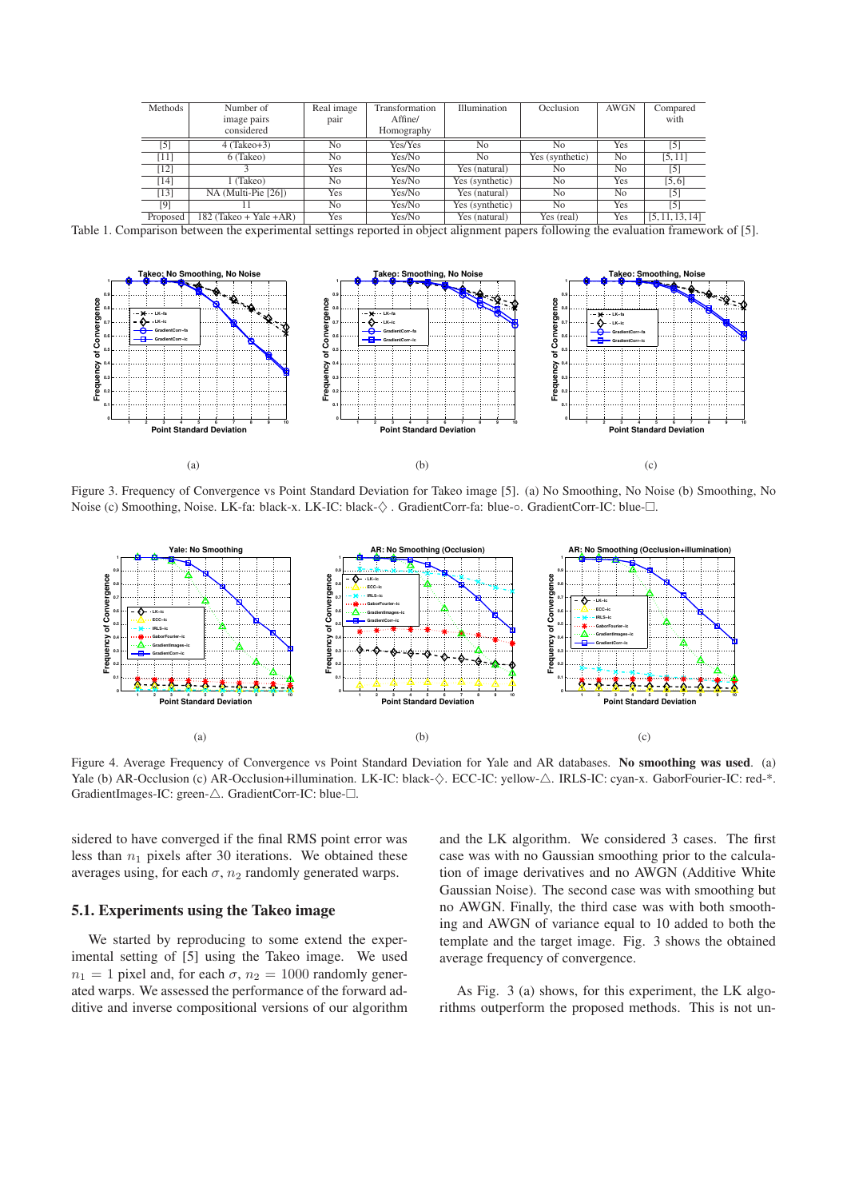| Methods | Number of image pairs considered | Real image pair | Transformation Affine/ Homography | Illumination | Occlusion | AWGN | Compared with |
|---|---|---|---|---|---|---|---|
| [5] | 4 (Takeo+3) | No | Yes/Yes | No | No | Yes | [5] |
| [11] | 6 (Takeo) | No | Yes/No | No | Yes (synthetic) | No | [5, 11] |
| [12] | 3 | Yes | Yes/No | Yes (natural) | No | No | [5] |
| [14] | 1 (Takeo) | No | Yes/No | Yes (synthetic) | No | Yes | [5, 6] |
| [13] | NA (Multi-Pie [26]) | Yes | Yes/No | Yes (natural) | No | No | [5] |
| [9] | 11 | No | Yes/No | Yes (synthetic) | No | Yes | [5] |
| Proposed | 182 (Takeo + Yale +AR) | Yes | Yes/No | Yes (natural) | Yes (real) | Yes | [5, 11, 13, 14] |

Table 1. Comparison between the experimental settings reported in object alignment papers following the evaluation framework of [5].

Figure 3. Frequency of Convergence vs Point Standard Deviation for Takeo image [5]. (a) No Smoothing, No Noise (b) Smoothing, No Noise (c) Smoothing, Noise. LK-fa: black-x. LK-IC: black-◇ . GradientCorr-fa: blue-○. GradientCorr-IC: blue-□.

Figure 4. Average Frequency of Convergence vs Point Standard Deviation for Yale and AR databases. **No smoothing was used**. (a) Yale (b) AR-Occlusion (c) AR-Occlusion+illumination. LK-IC: black-◇. ECC-IC: yellow-△. IRLS-IC: cyan-x. GaborFourier-IC: red-*. GradientImages-IC: green-△. GradientCorr-IC: blue-□.

sidered to have converged if the final RMS point error was less than $n_1$ pixels after 30 iterations. We obtained these averages using, for each $\sigma$, $n_2$ randomly generated warps.

### 5.1. Experiments using the Takeo image

We started by reproducing to some extend the experimental setting of [5] using the Takeo image. We used $n_1 = 1$ pixel and, for each $\sigma$, $n_2 = 1000$ randomly generated warps. We assessed the performance of the forward additive and inverse compositional versions of our algorithm and the LK algorithm. We considered 3 cases. The first case was with no Gaussian smoothing prior to the calculation of image derivatives and no AWGN (Additive White Gaussian Noise). The second case was with smoothing but no AWGN. Finally, the third case was with both smoothing and AWGN of variance equal to 10 added to both the template and the target image. Fig. 3 shows the obtained average frequency of convergence.

As Fig. 3 (a) shows, for this experiment, the LK algorithms outperform the proposed methods. This is not un-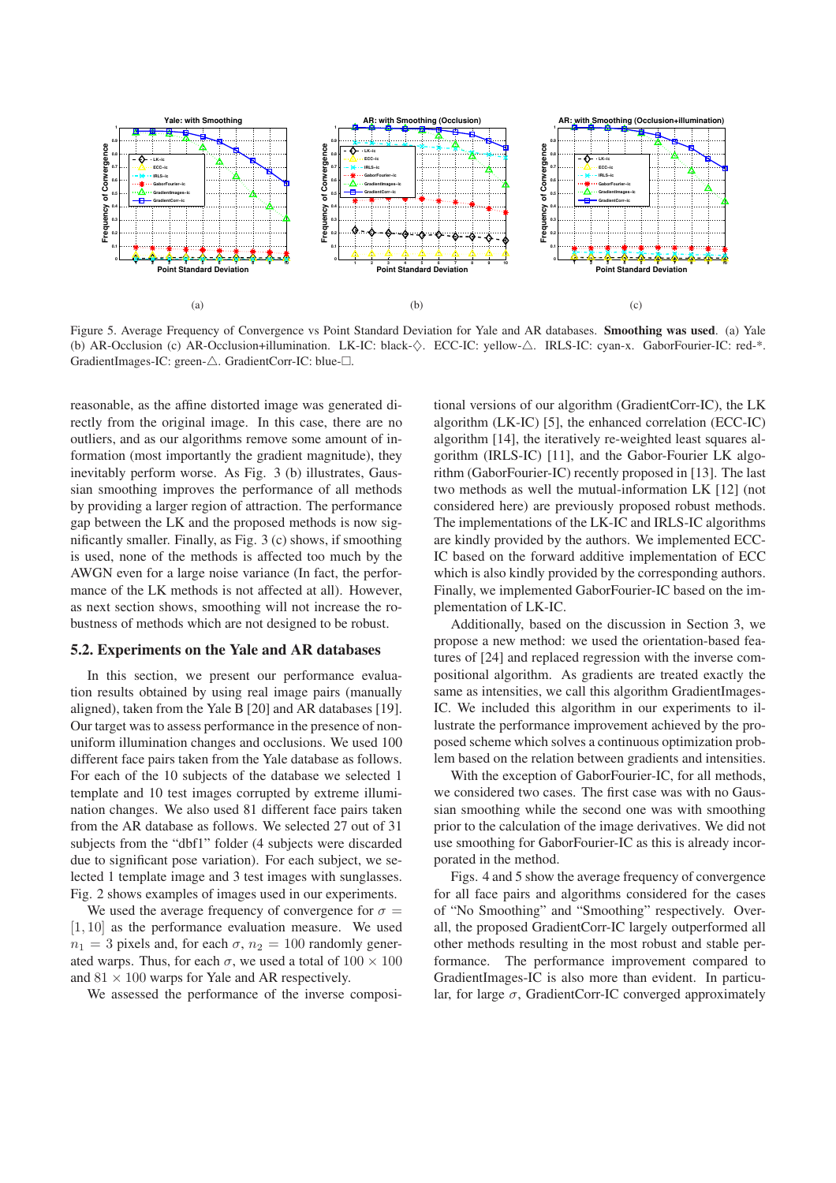(a) (b) (c)

Figure 5. Average Frequency of Convergence vs Point Standard Deviation for Yale and AR databases. **Smoothing was used**. (a) Yale (b) AR-Occlusion (c) AR-Occlusion+illumination. LK-IC: black-◇. ECC-IC: yellow-△. IRLS-IC: cyan-x. GaborFourier-IC: red-*. GradientImages-IC: green-△. GradientCorr-IC: blue-□.

reasonable, as the affine distorted image was generated directly from the original image. In this case, there are no outliers, and as our algorithms remove some amount of information (most importantly the gradient magnitude), they inevitably perform worse. As Fig. 3 (b) illustrates, Gaussian smoothing improves the performance of all methods by providing a larger region of attraction. The performance gap between the LK and the proposed methods is now significantly smaller. Finally, as Fig. 3 (c) shows, if smoothing is used, none of the methods is affected too much by the AWGN even for a large noise variance (In fact, the performance of the LK methods is not affected at all). However, as next section shows, smoothing will not increase the robustness of methods which are not designed to be robust.

### 5.2. Experiments on the Yale and AR databases

In this section, we present our performance evaluation results obtained by using real image pairs (manually aligned), taken from the Yale B [20] and AR databases [19]. Our target was to assess performance in the presence of non-uniform illumination changes and occlusions. We used 100 different face pairs taken from the Yale database as follows. For each of the 10 subjects of the database we selected 1 template and 10 test images corrupted by extreme illumination changes. We also used 81 different face pairs taken from the AR database as follows. We selected 27 out of 31 subjects from the "dbf1" folder (4 subjects were discarded due to significant pose variation). For each subject, we selected 1 template image and 3 test images with sunglasses. Fig. 2 shows examples of images used in our experiments.

We used the average frequency of convergence for $\sigma = [1, 10]$ as the performance evaluation measure. We used $n_1 = 3$ pixels and, for each $\sigma$, $n_2 = 100$ randomly generated warps. Thus, for each $\sigma$, we used a total of $100 \times 100$ and $81 \times 100$ warps for Yale and AR respectively.

We assessed the performance of the inverse compositional versions of our algorithm (GradientCorr-IC), the LK algorithm (LK-IC) [5], the enhanced correlation (ECC-IC) algorithm [14], the iteratively re-weighted least squares algorithm (IRLS-IC) [11], and the Gabor-Fourier LK algorithm (GaborFourier-IC) recently proposed in [13]. The last two methods as well the mutual-information LK [12] (not considered here) are previously proposed robust methods. The implementations of the LK-IC and IRLS-IC algorithms are kindly provided by the authors. We implemented ECC-IC based on the forward additive implementation of ECC which is also kindly provided by the corresponding authors. Finally, we implemented GaborFourier-IC based on the implementation of LK-IC.

Additionally, based on the discussion in Section 3, we propose a new method: we used the orientation-based features of [24] and replaced regression with the inverse compositional algorithm. As gradients are treated exactly the same as intensities, we call this algorithm GradientImages-IC. We included this algorithm in our experiments to illustrate the performance improvement achieved by the proposed scheme which solves a continuous optimization problem based on the relation between gradients and intensities.

With the exception of GaborFourier-IC, for all methods, we considered two cases. The first case was with no Gaussian smoothing while the second one was with smoothing prior to the calculation of the image derivatives. We did not use smoothing for GaborFourier-IC as this is already incorporated in the method.

Figs. 4 and 5 show the average frequency of convergence for all face pairs and algorithms considered for the cases of "No Smoothing" and "Smoothing" respectively. Overall, the proposed GradientCorr-IC largely outperformed all other methods resulting in the most robust and stable performance. The performance improvement compared to GradientImages-IC is also more than evident. In particular, for large $\sigma$, GradientCorr-IC converged approximately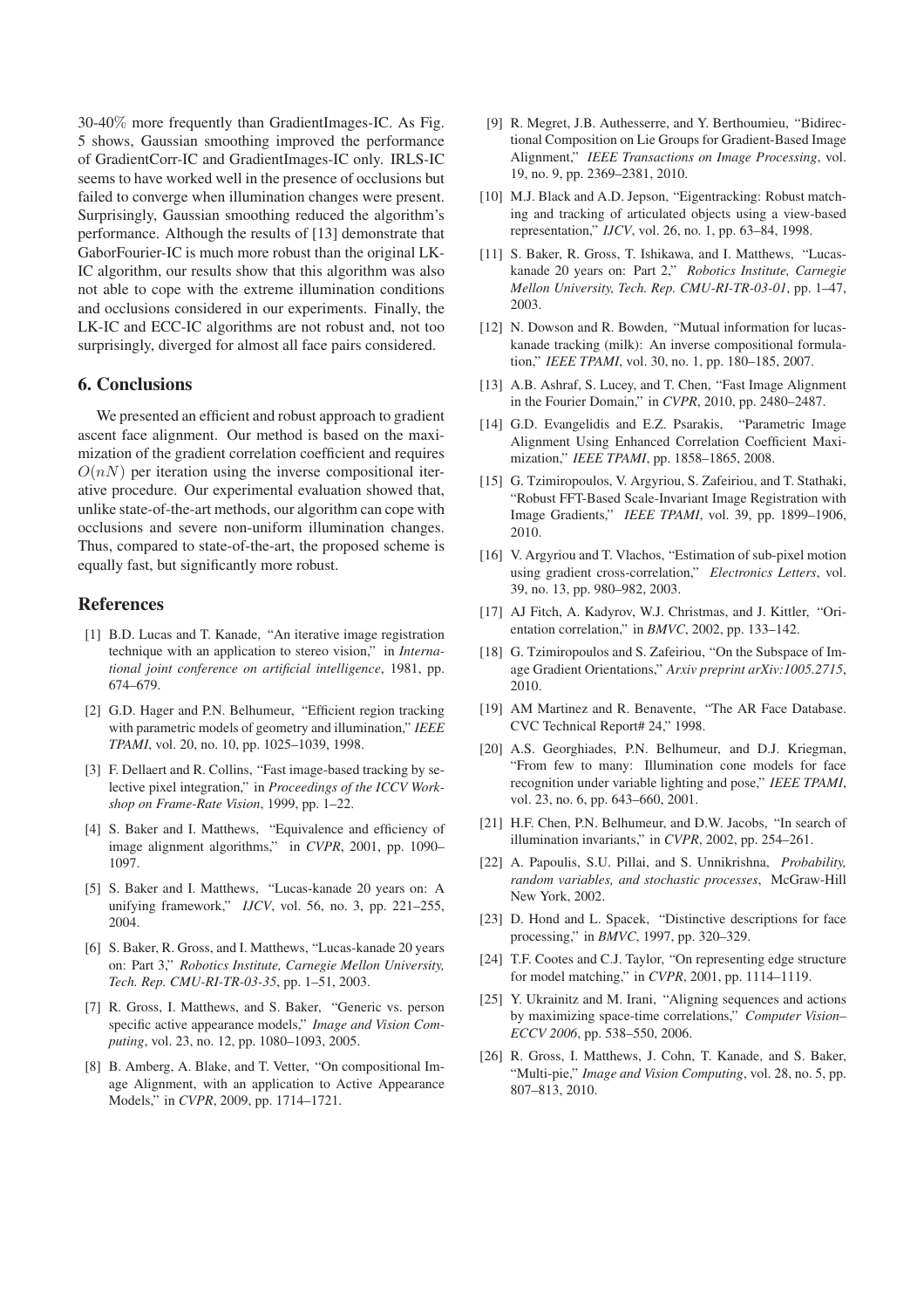30-40% more frequently than GradientImages-IC. As Fig. 5 shows, Gaussian smoothing improved the performance of GradientCorr-IC and GradientImages-IC only. IRLS-IC seems to have worked well in the presence of occlusions but failed to converge when illumination changes were present. Surprisingly, Gaussian smoothing reduced the algorithm's performance. Although the results of [13] demonstrate that GaborFourier-IC is much more robust than the original LK-IC algorithm, our results show that this algorithm was also not able to cope with the extreme illumination conditions and occlusions considered in our experiments. Finally, the LK-IC and ECC-IC algorithms are not robust and, not too surprisingly, diverged for almost all face pairs considered.

## 6. Conclusions

We presented an efficient and robust approach to gradient ascent face alignment. Our method is based on the maximization of the gradient correlation coefficient and requires $O(nN)$ per iteration using the inverse compositional iterative procedure. Our experimental evaluation showed that, unlike state-of-the-art methods, our algorithm can cope with occlusions and severe non-uniform illumination changes. Thus, compared to state-of-the-art, the proposed scheme is equally fast, but significantly more robust.

## References

[1] B.D. Lucas and T. Kanade, "An iterative image registration technique with an application to stereo vision," in *International joint conference on artificial intelligence*, 1981, pp. 674–679.

[2] G.D. Hager and P.N. Belhumeur, "Efficient region tracking with parametric models of geometry and illumination," *IEEE TPAMI*, vol. 20, no. 10, pp. 1025–1039, 1998.

[3] F. Dellaert and R. Collins, "Fast image-based tracking by selective pixel integration," in *Proceedings of the ICCV Workshop on Frame-Rate Vision*, 1999, pp. 1–22.

[4] S. Baker and I. Matthews, "Equivalence and efficiency of image alignment algorithms," in *CVPR*, 2001, pp. 1090–1097.

[5] S. Baker and I. Matthews, "Lucas-kanade 20 years on: A unifying framework," *IJCV*, vol. 56, no. 3, pp. 221–255, 2004.

[6] S. Baker, R. Gross, and I. Matthews, "Lucas-kanade 20 years on: Part 3," *Robotics Institute, Carnegie Mellon University, Tech. Rep. CMU-RI-TR-03-35*, pp. 1–51, 2003.

[7] R. Gross, I. Matthews, and S. Baker, "Generic vs. person specific active appearance models," *Image and Vision Computing*, vol. 23, no. 12, pp. 1080–1093, 2005.

[8] B. Amberg, A. Blake, and T. Vetter, "On compositional Image Alignment, with an application to Active Appearance Models," in *CVPR*, 2009, pp. 1714–1721.

[9] R. Megret, J.B. Authesserre, and Y. Berthoumieu, "Bidirectional Composition on Lie Groups for Gradient-Based Image Alignment," *IEEE Transactions on Image Processing*, vol. 19, no. 9, pp. 2369–2381, 2010.

[10] M.J. Black and A.D. Jepson, "Eigentracking: Robust matching and tracking of articulated objects using a view-based representation," *IJCV*, vol. 26, no. 1, pp. 63–84, 1998.

[11] S. Baker, R. Gross, T. Ishikawa, and I. Matthews, "Lucas-kanade 20 years on: Part 2," *Robotics Institute, Carnegie Mellon University, Tech. Rep. CMU-RI-TR-03-01*, pp. 1–47, 2003.

[12] N. Dowson and R. Bowden, "Mutual information for lucas-kanade tracking (milk): An inverse compositional formulation," *IEEE TPAMI*, vol. 30, no. 1, pp. 180–185, 2007.

[13] A.B. Ashraf, S. Lucey, and T. Chen, "Fast Image Alignment in the Fourier Domain," in *CVPR*, 2010, pp. 2480–2487.

[14] G.D. Evangelidis and E.Z. Psarakis, "Parametric Image Alignment Using Enhanced Correlation Coefficient Maximization," *IEEE TPAMI*, pp. 1858–1865, 2008.

[15] G. Tzimiropoulos, V. Argyriou, S. Zafeiriou, and T. Stathaki, "Robust FFT-Based Scale-Invariant Image Registration with Image Gradients," *IEEE TPAMI*, vol. 39, pp. 1899–1906, 2010.

[16] V. Argyriou and T. Vlachos, "Estimation of sub-pixel motion using gradient cross-correlation," *Electronics Letters*, vol. 39, no. 13, pp. 980–982, 2003.

[17] AJ Fitch, A. Kadyrov, W.J. Christmas, and J. Kittler, "Orientation correlation," in *BMVC*, 2002, pp. 133–142.

[18] G. Tzimiropoulos and S. Zafeiriou, "On the Subspace of Image Gradient Orientations," *Arxiv preprint arXiv:1005.2715*, 2010.

[19] AM Martinez and R. Benavente, "The AR Face Database. CVC Technical Report# 24," 1998.

[20] A.S. Georghiades, P.N. Belhumeur, and D.J. Kriegman, "From few to many: Illumination cone models for face recognition under variable lighting and pose," *IEEE TPAMI*, vol. 23, no. 6, pp. 643–660, 2001.

[21] H.F. Chen, P.N. Belhumeur, and D.W. Jacobs, "In search of illumination invariants," in *CVPR*, 2002, pp. 254–261.

[22] A. Papoulis, S.U. Pillai, and S. Unnikrishna, *Probability, random variables, and stochastic processes*, McGraw-Hill New York, 2002.

[23] D. Hond and L. Spacek, "Distinctive descriptions for face processing," in *BMVC*, 1997, pp. 320–329.

[24] T.F. Cootes and C.J. Taylor, "On representing edge structure for model matching," in *CVPR*, 2001, pp. 1114–1119.

[25] Y. Ukrainitz and M. Irani, "Aligning sequences and actions by maximizing space-time correlations," *Computer Vision–ECCV 2006*, pp. 538–550, 2006.

[26] R. Gross, I. Matthews, J. Cohn, T. Kanade, and S. Baker, "Multi-pie," *Image and Vision Computing*, vol. 28, no. 5, pp. 807–813, 2010.